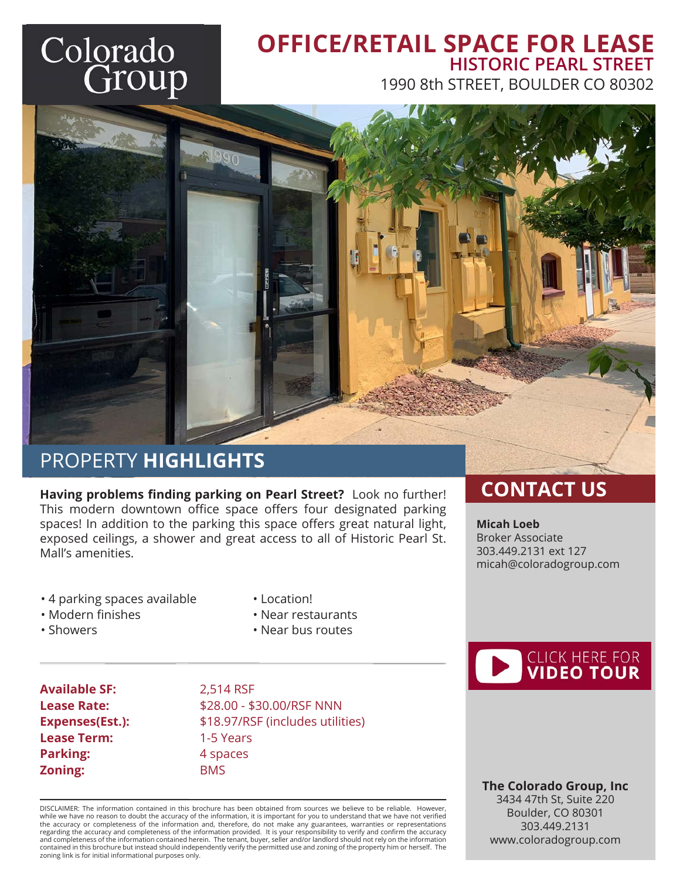Colorado Group

# OFFICE/RETAIL SPACE FOR LEASE

## HISTORIC PEARL STREET

1990 8th STREET, BOULDER CO 80302

## PROPERTY HIGHLIGHTS

**Having problems finding parking on Pearl Street?** Look no further! This modern downtown office space offers four designated parking spaces! In addition to the parking this space offers great natural light, exposed ceilings, a shower and great access to all of Historic Pearl St. Mall's amenities.

- 4 parking spaces available
- Modern finishes
- Showers
- Location!
- Near restaurants
- Near bus routes

| | |
|---|---|
| **Available SF:** | 2,514 RSF |
| **Lease Rate:** | $28.00 - $30.00/RSF NNN |
| **Expenses(Est.):** | $18.97/RSF (includes utilities) |
| **Lease Term:** | 1-5 Years |
| **Parking:** | 4 spaces |
| **Zoning:** | BMS |

DISCLAIMER: The information contained in this brochure has been obtained from sources we believe to be reliable. However, while we have no reason to doubt the accuracy of the information, it is important for you to understand that we have not verified the accuracy or completeness of the information and, therefore, do not make any guarantees, warranties or representations regarding the accuracy and completeness of the information provided. It is your responsibility to verify and confirm the accuracy and completeness of the information contained herein. The tenant, buyer, seller and/or landlord should not rely on the information contained in this brochure but instead should independently verify the permitted use and zoning of the property him or herself. The zoning link is for initial informational purposes only.

## CONTACT US

**Micah Loeb**
Broker Associate
303.449.2131 ext 127
micah@coloradogroup.com

CLICK HERE FOR **VIDEO TOUR**

**The Colorado Group, Inc**
3434 47th St, Suite 220
Boulder, CO 80301
303.449.2131
www.coloradogroup.com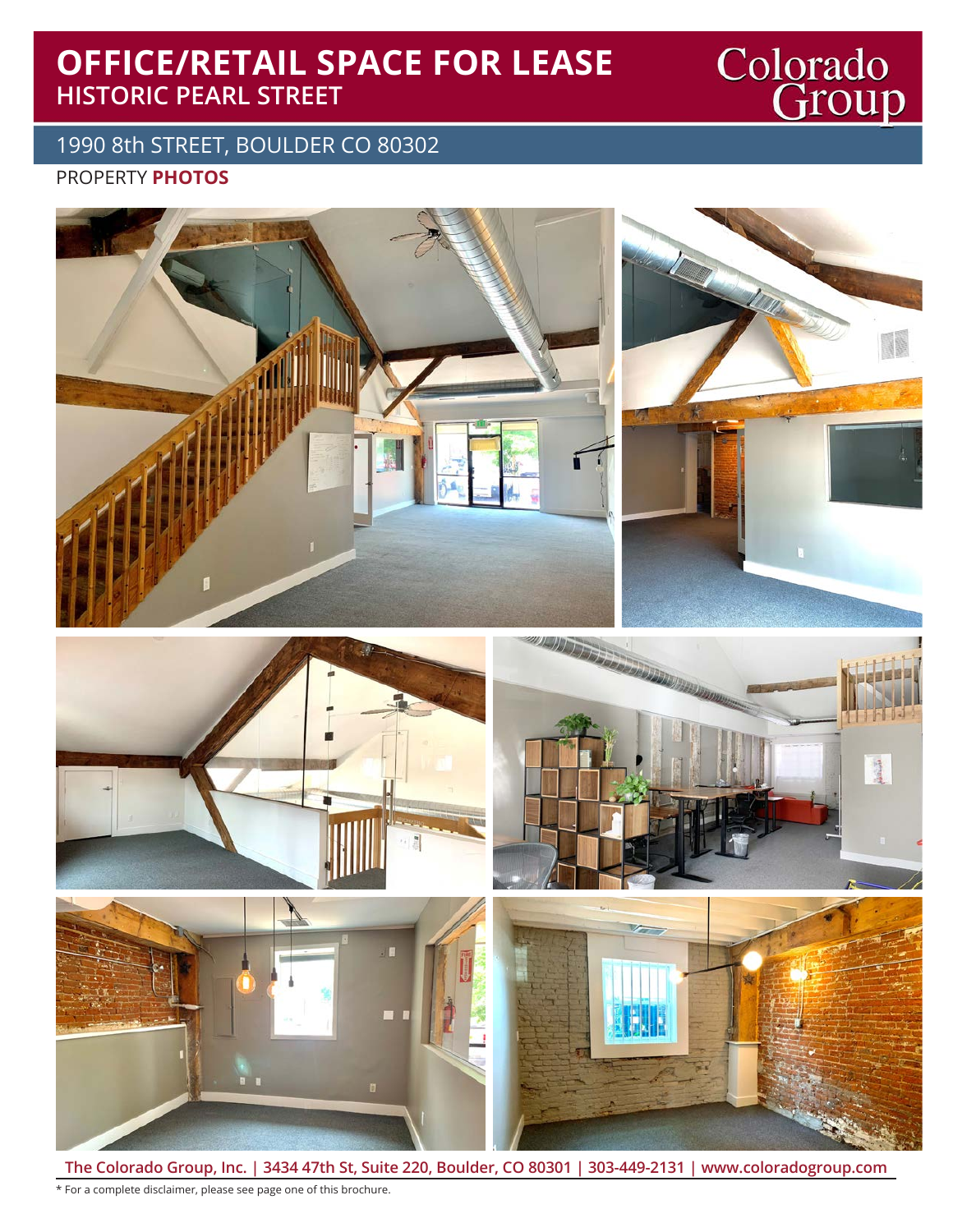# OFFICE/RETAIL SPACE FOR LEASE
## HISTORIC PEARL STREET

Colorado Group

1990 8th STREET, BOULDER CO 80302

PROPERTY **PHOTOS**

**The Colorado Group, Inc. | 3434 47th St, Suite 220, Boulder, CO 80301 | 303-449-2131 | www.coloradogroup.com**

* For a complete disclaimer, please see page one of this brochure.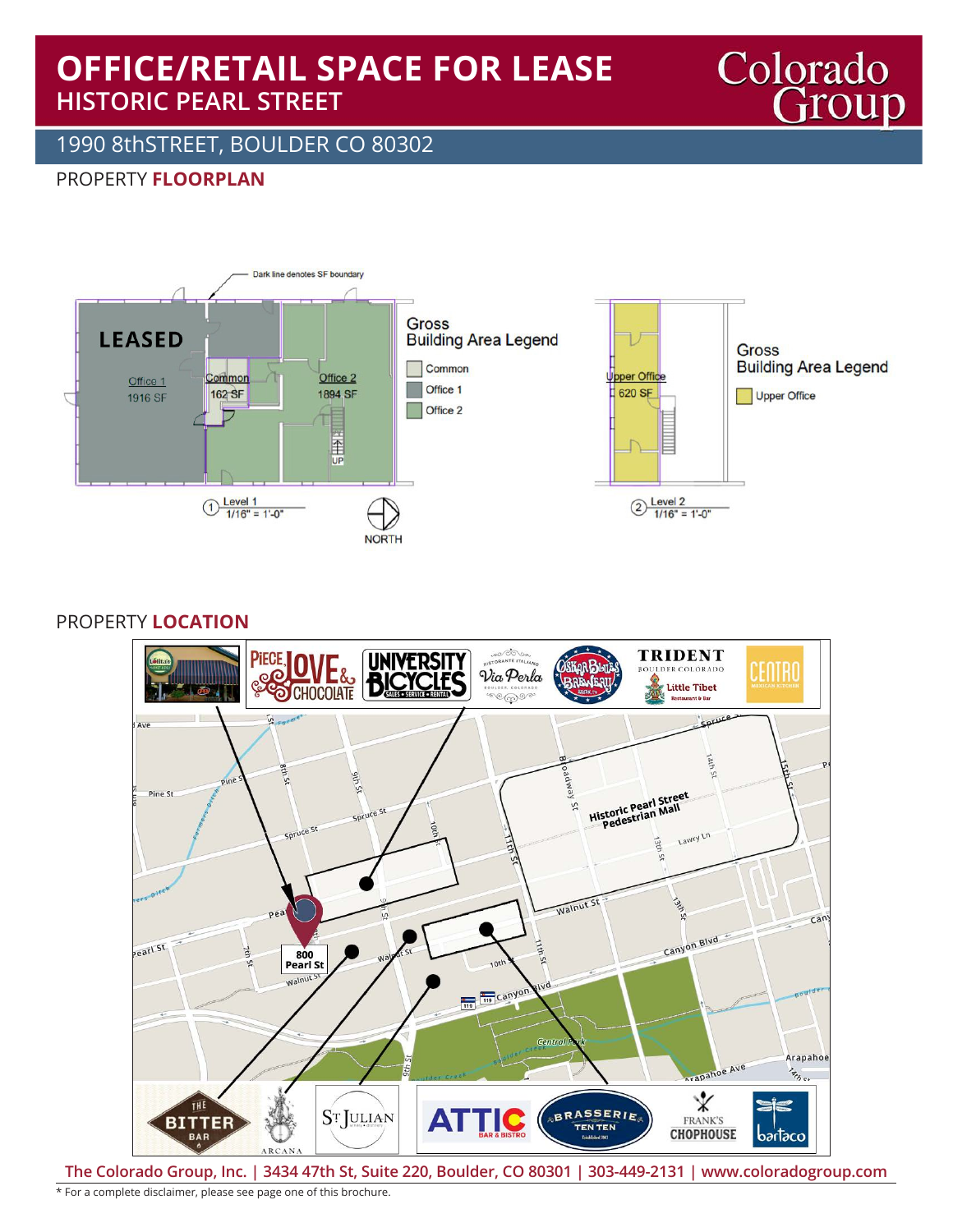# OFFICE/RETAIL SPACE FOR LEASE
## HISTORIC PEARL STREET

Colorado Group

1990 8thSTREET, BOULDER CO 80302

PROPERTY **FLOORPLAN**

Dark line denotes SF boundary

LEASED

Office 1
1916 SF

Common
162 SF

Office 2
1894 SF

UP

Gross
Building Area Legend

Common
Office 1
Office 2

1 Level 1
1/16" = 1'-0"

NORTH

Upper Office
620 SF

Gross
Building Area Legend

Upper Office

2 Level 2
1/16" = 1'-0"

PROPERTY **LOCATION**

Piece, Love & Chocolate
University Bicycles
Via Perla
Oskar Blues Brewery
Trident Boulder Colorado
Little Tibet Restaurant & Bar
Centro Mexican Kitchen

Historic Pearl Street Pedestrian Mall

800 Pearl St

The Bitter Bar
Arcana
St Julian
Attic Bar & Bistro
Brasserie Ten Ten
Frank's Chophouse
bartaco

The Colorado Group, Inc. | 3434 47th St, Suite 220, Boulder, CO 80301 | 303-449-2131 | www.coloradogroup.com

* For a complete disclaimer, please see page one of this brochure.